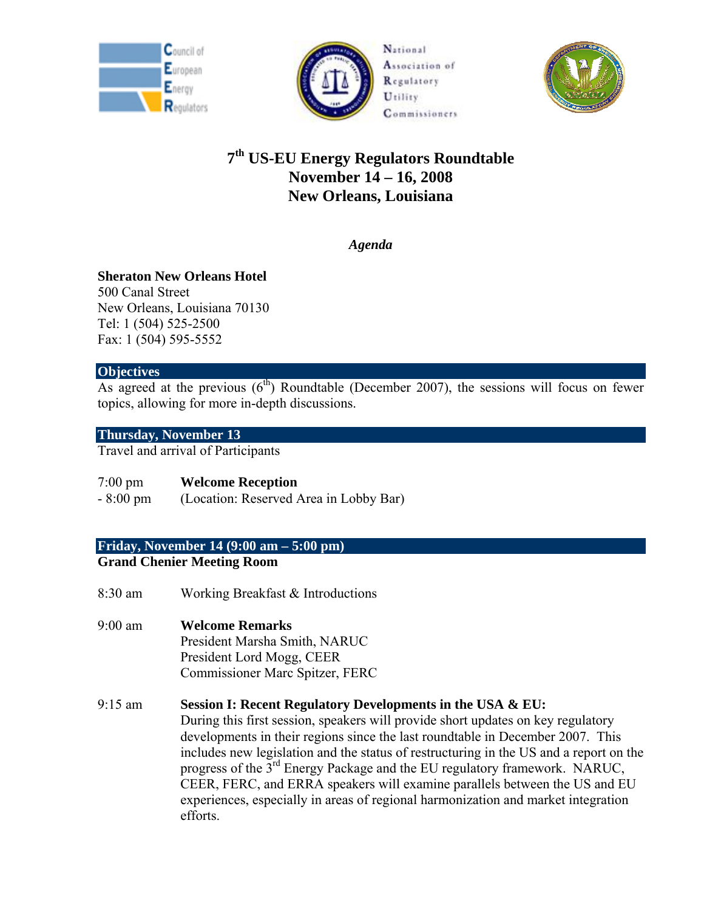Council of European Energy Regulators

National Association of Regulatory Utility Commissioners

# 7th US-EU Energy Regulators Roundtable
# November 14 – 16, 2008
# New Orleans, Louisiana

***Agenda***

**Sheraton New Orleans Hotel**
500 Canal Street
New Orleans, Louisiana 70130
Tel: 1 (504) 525-2500
Fax: 1 (504) 595-5552

## Objectives

As agreed at the previous (6th) Roundtable (December 2007), the sessions will focus on fewer topics, allowing for more in-depth discussions.

## Thursday, November 13

Travel and arrival of Participants

7:00 pm - 8:00 pm **Welcome Reception**
(Location: Reserved Area in Lobby Bar)

## Friday, November 14 (9:00 am – 5:00 pm)

**Grand Chenier Meeting Room**

8:30 am Working Breakfast & Introductions

9:00 am **Welcome Remarks**
President Marsha Smith, NARUC
President Lord Mogg, CEER
Commissioner Marc Spitzer, FERC

9:15 am **Session I: Recent Regulatory Developments in the USA & EU:**
During this first session, speakers will provide short updates on key regulatory developments in their regions since the last roundtable in December 2007. This includes new legislation and the status of restructuring in the US and a report on the progress of the 3rd Energy Package and the EU regulatory framework. NARUC, CEER, FERC, and ERRA speakers will examine parallels between the US and EU experiences, especially in areas of regional harmonization and market integration efforts.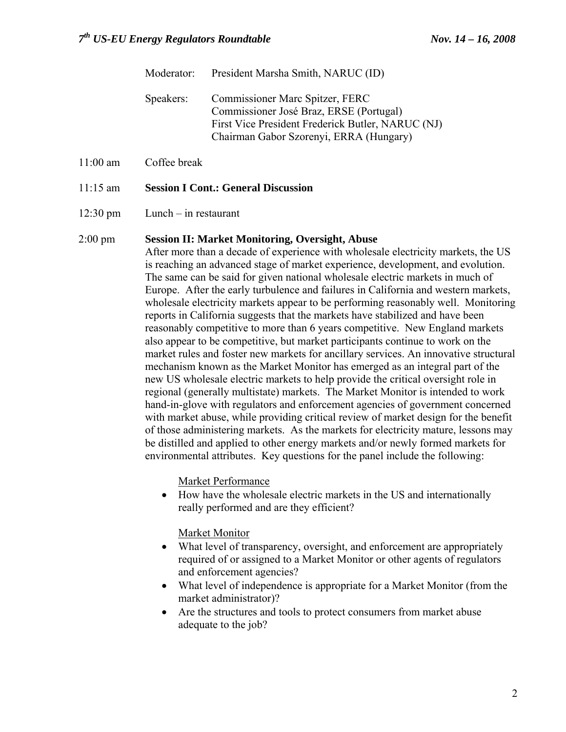Moderator: President Marsha Smith, NARUC (ID)

Speakers: Commissioner Marc Spitzer, FERC
Commissioner José Braz, ERSE (Portugal)
First Vice President Frederick Butler, NARUC (NJ)
Chairman Gabor Szorenyi, ERRA (Hungary)

11:00 am Coffee break

11:15 am **Session I Cont.: General Discussion**

12:30 pm Lunch – in restaurant

2:00 pm **Session II: Market Monitoring, Oversight, Abuse**

After more than a decade of experience with wholesale electricity markets, the US is reaching an advanced stage of market experience, development, and evolution. The same can be said for given national wholesale electric markets in much of Europe. After the early turbulence and failures in California and western markets, wholesale electricity markets appear to be performing reasonably well. Monitoring reports in California suggests that the markets have stabilized and have been reasonably competitive to more than 6 years competitive. New England markets also appear to be competitive, but market participants continue to work on the market rules and foster new markets for ancillary services. An innovative structural mechanism known as the Market Monitor has emerged as an integral part of the new US wholesale electric markets to help provide the critical oversight role in regional (generally multistate) markets. The Market Monitor is intended to work hand-in-glove with regulators and enforcement agencies of government concerned with market abuse, while providing critical review of market design for the benefit of those administering markets. As the markets for electricity mature, lessons may be distilled and applied to other energy markets and/or newly formed markets for environmental attributes. Key questions for the panel include the following:

Market Performance

- How have the wholesale electric markets in the US and internationally really performed and are they efficient?

Market Monitor

- What level of transparency, oversight, and enforcement are appropriately required of or assigned to a Market Monitor or other agents of regulators and enforcement agencies?
- What level of independence is appropriate for a Market Monitor (from the market administrator)?
- Are the structures and tools to protect consumers from market abuse adequate to the job?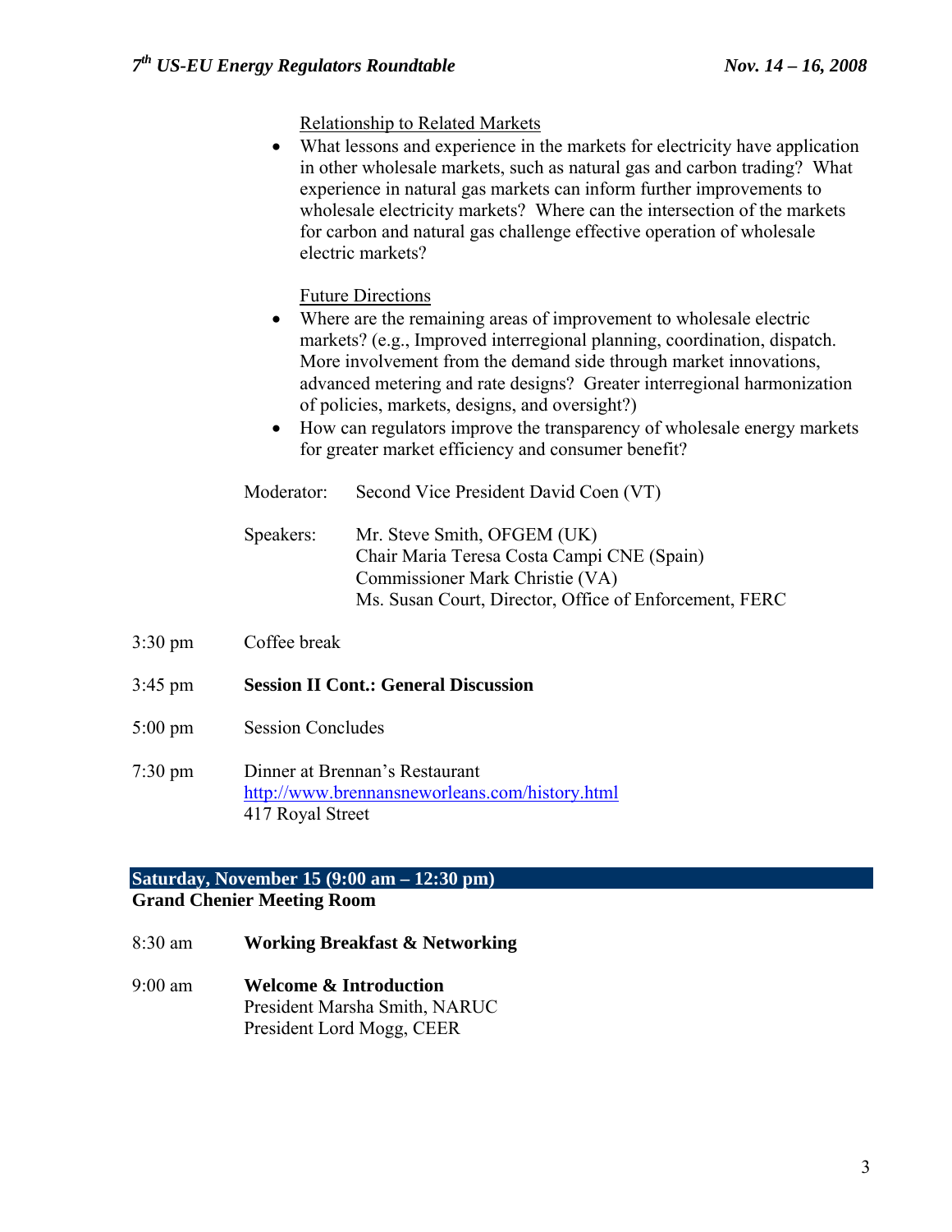Relationship to Related Markets

- What lessons and experience in the markets for electricity have application in other wholesale markets, such as natural gas and carbon trading? What experience in natural gas markets can inform further improvements to wholesale electricity markets? Where can the intersection of the markets for carbon and natural gas challenge effective operation of wholesale electric markets?

Future Directions

- Where are the remaining areas of improvement to wholesale electric markets? (e.g., Improved interregional planning, coordination, dispatch. More involvement from the demand side through market innovations, advanced metering and rate designs? Greater interregional harmonization of policies, markets, designs, and oversight?)
- How can regulators improve the transparency of wholesale energy markets for greater market efficiency and consumer benefit?

Moderator: Second Vice President David Coen (VT)

Speakers: Mr. Steve Smith, OFGEM (UK)
Chair Maria Teresa Costa Campi CNE (Spain)
Commissioner Mark Christie (VA)
Ms. Susan Court, Director, Office of Enforcement, FERC

3:30 pm Coffee break

3:45 pm **Session II Cont.: General Discussion**

5:00 pm Session Concludes

7:30 pm Dinner at Brennan's Restaurant
http://www.brennansneworleans.com/history.html
417 Royal Street

**Saturday, November 15 (9:00 am – 12:30 pm)**
**Grand Chenier Meeting Room**

8:30 am **Working Breakfast & Networking**

9:00 am **Welcome & Introduction**
President Marsha Smith, NARUC
President Lord Mogg, CEER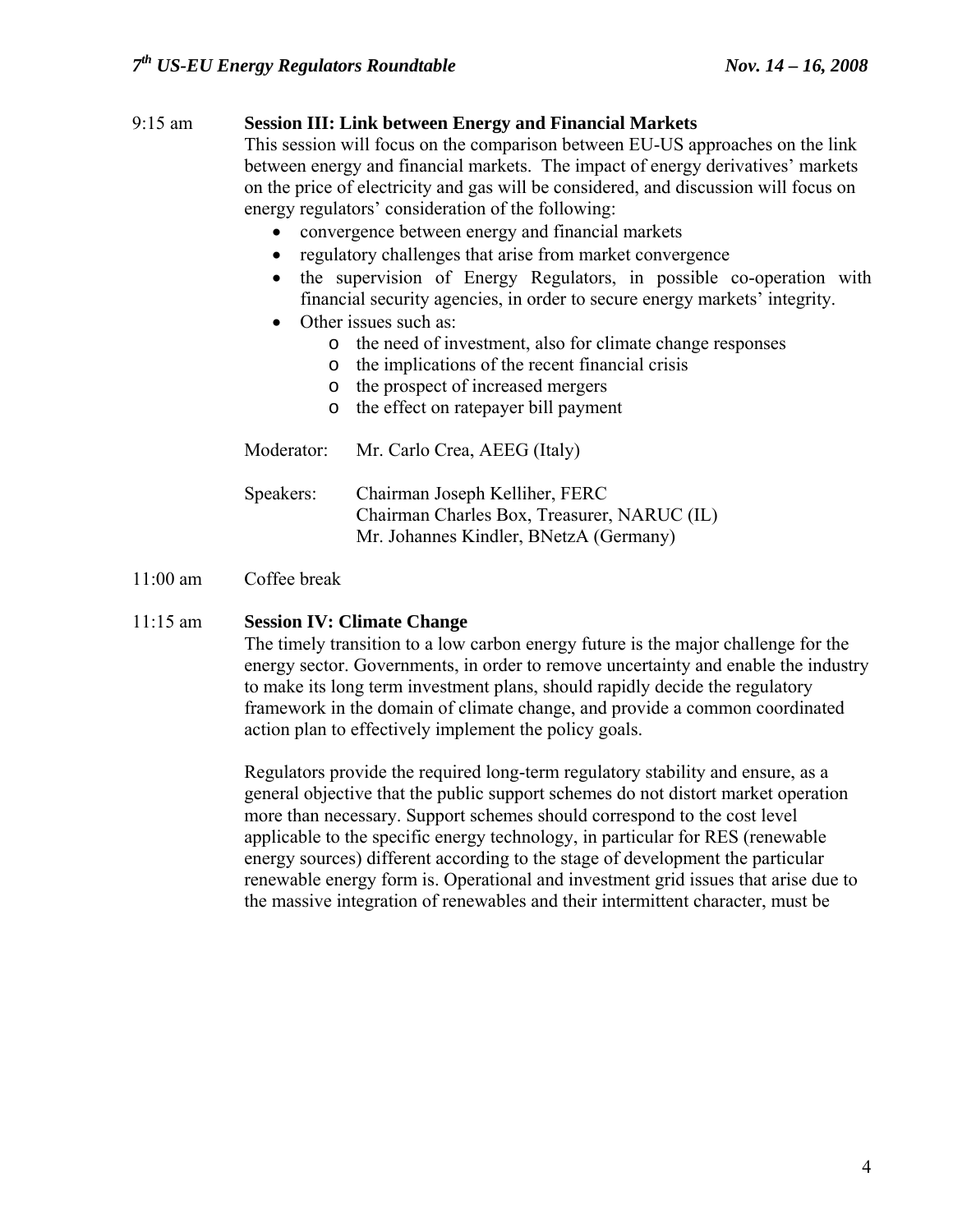9:15 am **Session III: Link between Energy and Financial Markets**

This session will focus on the comparison between EU-US approaches on the link between energy and financial markets. The impact of energy derivatives' markets on the price of electricity and gas will be considered, and discussion will focus on energy regulators' consideration of the following:

- convergence between energy and financial markets
- regulatory challenges that arise from market convergence
- the supervision of Energy Regulators, in possible co-operation with financial security agencies, in order to secure energy markets' integrity.
- Other issues such as:
  - the need of investment, also for climate change responses
  - the implications of the recent financial crisis
  - the prospect of increased mergers
  - the effect on ratepayer bill payment

Moderator: Mr. Carlo Crea, AEEG (Italy)

Speakers: Chairman Joseph Kelliher, FERC
Chairman Charles Box, Treasurer, NARUC (IL)
Mr. Johannes Kindler, BNetzA (Germany)

11:00 am Coffee break

11:15 am **Session IV: Climate Change**

The timely transition to a low carbon energy future is the major challenge for the energy sector. Governments, in order to remove uncertainty and enable the industry to make its long term investment plans, should rapidly decide the regulatory framework in the domain of climate change, and provide a common coordinated action plan to effectively implement the policy goals.

Regulators provide the required long-term regulatory stability and ensure, as a general objective that the public support schemes do not distort market operation more than necessary. Support schemes should correspond to the cost level applicable to the specific energy technology, in particular for RES (renewable energy sources) different according to the stage of development the particular renewable energy form is. Operational and investment grid issues that arise due to the massive integration of renewables and their intermittent character, must be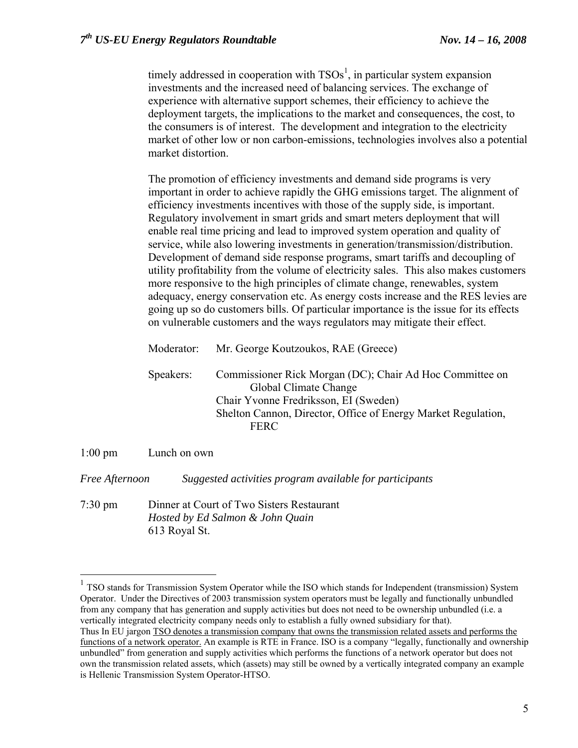timely addressed in cooperation with TSOs[1], in particular system expansion investments and the increased need of balancing services. The exchange of experience with alternative support schemes, their efficiency to achieve the deployment targets, the implications to the market and consequences, the cost, to the consumers is of interest. The development and integration to the electricity market of other low or non carbon-emissions, technologies involves also a potential market distortion.

The promotion of efficiency investments and demand side programs is very important in order to achieve rapidly the GHG emissions target. The alignment of efficiency investments incentives with those of the supply side, is important. Regulatory involvement in smart grids and smart meters deployment that will enable real time pricing and lead to improved system operation and quality of service, while also lowering investments in generation/transmission/distribution. Development of demand side response programs, smart tariffs and decoupling of utility profitability from the volume of electricity sales. This also makes customers more responsive to the high principles of climate change, renewables, system adequacy, energy conservation etc. As energy costs increase and the RES levies are going up so do customers bills. Of particular importance is the issue for its effects on vulnerable customers and the ways regulators may mitigate their effect.

Moderator: Mr. George Koutzoukos, RAE (Greece)

Speakers: Commissioner Rick Morgan (DC); Chair Ad Hoc Committee on Global Climate Change
Chair Yvonne Fredriksson, EI (Sweden)
Shelton Cannon, Director, Office of Energy Market Regulation, FERC

1:00 pm Lunch on own

*Free Afternoon* *Suggested activities program available for participants*

7:30 pm Dinner at Court of Two Sisters Restaurant
*Hosted by Ed Salmon & John Quain*
613 Royal St.

---

[1] TSO stands for Transmission System Operator while the ISO which stands for Independent (transmission) System Operator. Under the Directives of 2003 transmission system operators must be legally and functionally unbundled from any company that has generation and supply activities but does not need to be ownership unbundled (i.e. a vertically integrated electricity company needs only to establish a fully owned subsidiary for that).
Thus In EU jargon <u>TSO denotes a transmission company that owns the transmission related assets and performs the functions of a network operator.</u> An example is RTE in France. ISO is a company "legally, functionally and ownership unbundled" from generation and supply activities which performs the functions of a network operator but does not own the transmission related assets, which (assets) may still be owned by a vertically integrated company an example is Hellenic Transmission System Operator-HTSO.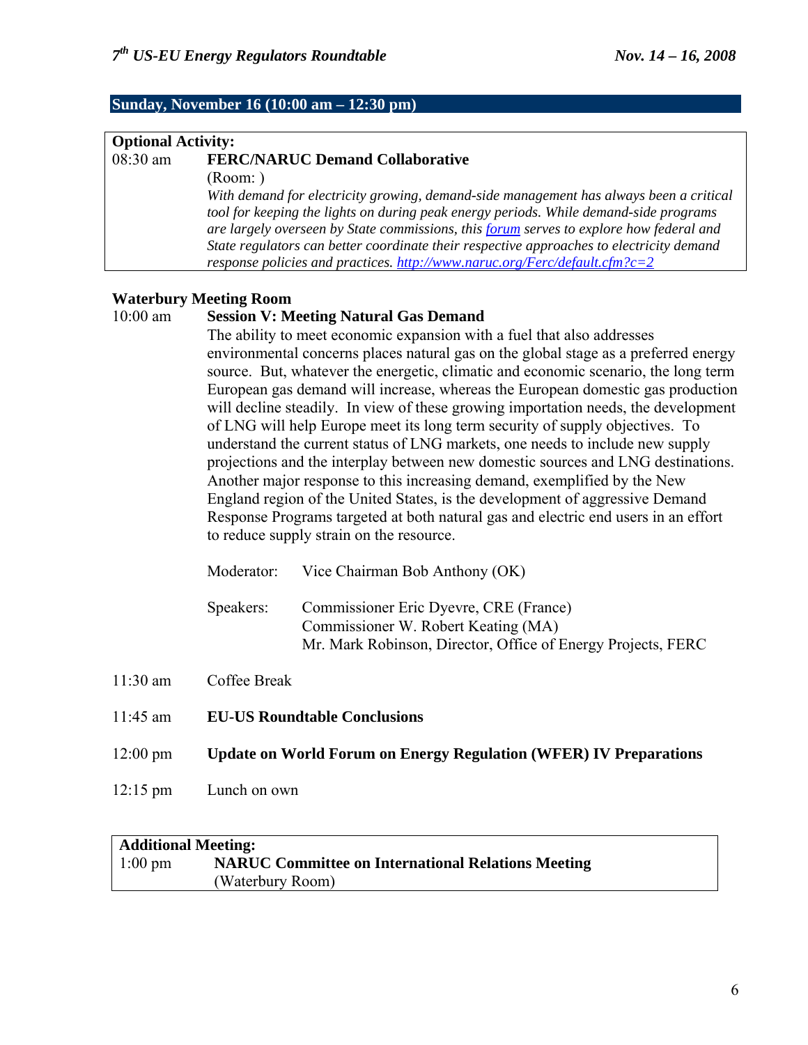## Sunday, November 16 (10:00 am – 12:30 pm)

**Optional Activity:**

08:30 am **FERC/NARUC Demand Collaborative**

(Room: )

*With demand for electricity growing, demand-side management has always been a critical tool for keeping the lights on during peak energy periods. While demand-side programs are largely overseen by State commissions, this forum serves to explore how federal and State regulators can better coordinate their respective approaches to electricity demand response policies and practices. http://www.naruc.org/Ferc/default.cfm?c=2*

**Waterbury Meeting Room**

10:00 am **Session V: Meeting Natural Gas Demand**

The ability to meet economic expansion with a fuel that also addresses environmental concerns places natural gas on the global stage as a preferred energy source. But, whatever the energetic, climatic and economic scenario, the long term European gas demand will increase, whereas the European domestic gas production will decline steadily. In view of these growing importation needs, the development of LNG will help Europe meet its long term security of supply objectives. To understand the current status of LNG markets, one needs to include new supply projections and the interplay between new domestic sources and LNG destinations. Another major response to this increasing demand, exemplified by the New England region of the United States, is the development of aggressive Demand Response Programs targeted at both natural gas and electric end users in an effort to reduce supply strain on the resource.

Moderator: Vice Chairman Bob Anthony (OK)

Speakers: Commissioner Eric Dyevre, CRE (France)
Commissioner W. Robert Keating (MA)
Mr. Mark Robinson, Director, Office of Energy Projects, FERC

11:30 am Coffee Break

11:45 am **EU-US Roundtable Conclusions**

12:00 pm **Update on World Forum on Energy Regulation (WFER) IV Preparations**

12:15 pm Lunch on own

**Additional Meeting:**

1:00 pm **NARUC Committee on International Relations Meeting**

(Waterbury Room)